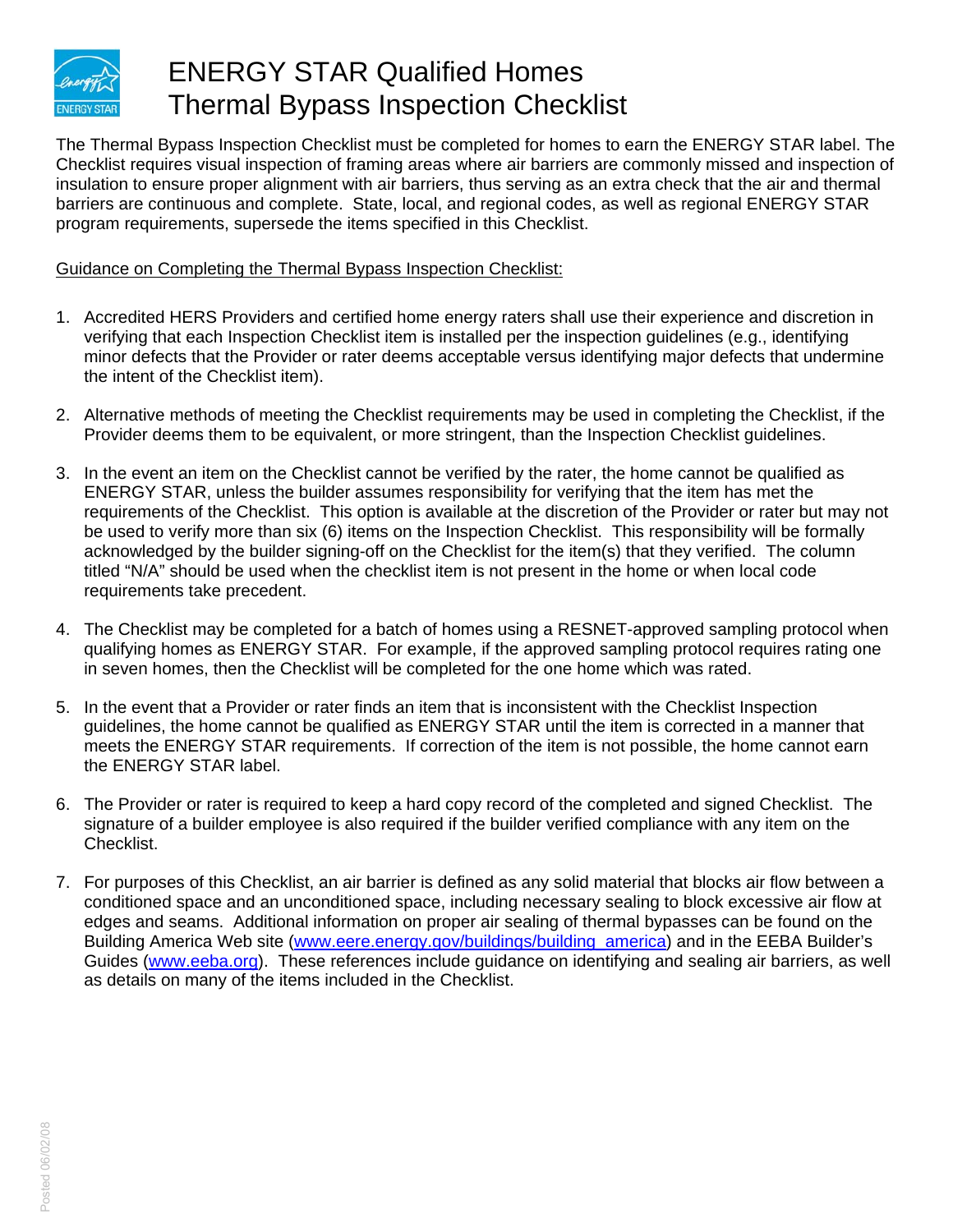# ENERGY STAR Qualified Homes Thermal Bypass Inspection Checklist

The Thermal Bypass Inspection Checklist must be completed for homes to earn the ENERGY STAR label. The Checklist requires visual inspection of framing areas where air barriers are commonly missed and inspection of insulation to ensure proper alignment with air barriers, thus serving as an extra check that the air and thermal barriers are continuous and complete. State, local, and regional codes, as well as regional ENERGY STAR program requirements, supersede the items specified in this Checklist.

## Guidance on Completing the Thermal Bypass Inspection Checklist:

1. Accredited HERS Providers and certified home energy raters shall use their experience and discretion in verifying that each Inspection Checklist item is installed per the inspection guidelines (e.g., identifying minor defects that the Provider or rater deems acceptable versus identifying major defects that undermine the intent of the Checklist item).

2. Alternative methods of meeting the Checklist requirements may be used in completing the Checklist, if the Provider deems them to be equivalent, or more stringent, than the Inspection Checklist guidelines.

3. In the event an item on the Checklist cannot be verified by the rater, the home cannot be qualified as ENERGY STAR, unless the builder assumes responsibility for verifying that the item has met the requirements of the Checklist. This option is available at the discretion of the Provider or rater but may not be used to verify more than six (6) items on the Inspection Checklist. This responsibility will be formally acknowledged by the builder signing-off on the Checklist for the item(s) that they verified. The column titled "N/A" should be used when the checklist item is not present in the home or when local code requirements take precedent.

4. The Checklist may be completed for a batch of homes using a RESNET-approved sampling protocol when qualifying homes as ENERGY STAR. For example, if the approved sampling protocol requires rating one in seven homes, then the Checklist will be completed for the one home which was rated.

5. In the event that a Provider or rater finds an item that is inconsistent with the Checklist Inspection guidelines, the home cannot be qualified as ENERGY STAR until the item is corrected in a manner that meets the ENERGY STAR requirements. If correction of the item is not possible, the home cannot earn the ENERGY STAR label.

6. The Provider or rater is required to keep a hard copy record of the completed and signed Checklist. The signature of a builder employee is also required if the builder verified compliance with any item on the Checklist.

7. For purposes of this Checklist, an air barrier is defined as any solid material that blocks air flow between a conditioned space and an unconditioned space, including necessary sealing to block excessive air flow at edges and seams. Additional information on proper air sealing of thermal bypasses can be found on the Building America Web site (www.eere.energy.gov/buildings/building_america) and in the EEBA Builder's Guides (www.eeba.org). These references include guidance on identifying and sealing air barriers, as well as details on many of the items included in the Checklist.

Posted 06/02/08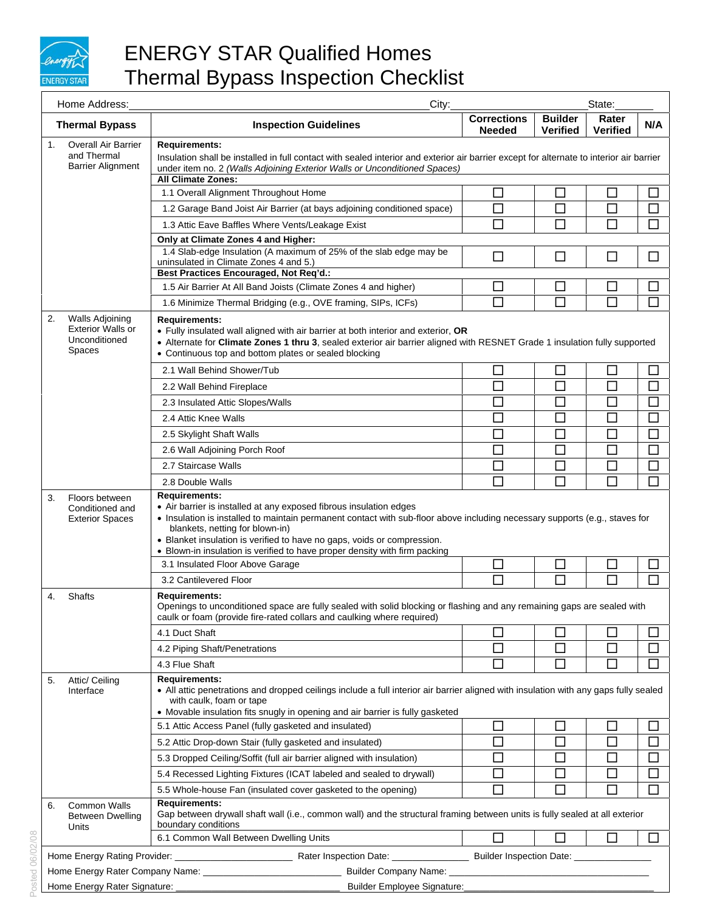# ENERGY STAR Qualified Homes
# Thermal Bypass Inspection Checklist

Home Address: ______________________________ City: ______________ State: ______

| Thermal Bypass | Inspection Guidelines | Corrections Needed | Builder Verified | Rater Verified | N/A |
|---|---|---|---|---|---|
| 1. Overall Air Barrier and Thermal Barrier Alignment | **Requirements:** Insulation shall be installed in full contact with sealed interior and exterior air barrier except for alternate to interior air barrier under item no. 2 *(Walls Adjoining Exterior Walls or Unconditioned Spaces)* | | | | |
| | **All Climate Zones:** | | | | |
| | 1.1 Overall Alignment Throughout Home | ☐ | ☐ | ☐ | ☐ |
| | 1.2 Garage Band Joist Air Barrier (at bays adjoining conditioned space) | ☐ | ☐ | ☐ | ☐ |
| | 1.3 Attic Eave Baffles Where Vents/Leakage Exist | ☐ | ☐ | ☐ | ☐ |
| | **Only at Climate Zones 4 and Higher:** | | | | |
| | 1.4 Slab-edge Insulation (A maximum of 25% of the slab edge may be uninsulated in Climate Zones 4 and 5.) | ☐ | ☐ | ☐ | ☐ |
| | **Best Practices Encouraged, Not Req'd.:** | | | | |
| | 1.5 Air Barrier At All Band Joists (Climate Zones 4 and higher) | ☐ | ☐ | ☐ | ☐ |
| | 1.6 Minimize Thermal Bridging (e.g., OVE framing, SIPs, ICFs) | ☐ | ☐ | ☐ | ☐ |
| 2. Walls Adjoining Exterior Walls or Unconditioned Spaces | **Requirements:** • Fully insulated wall aligned with air barrier at both interior and exterior, **OR** • Alternate for **Climate Zones 1 thru 3**, sealed exterior air barrier aligned with RESNET Grade 1 insulation fully supported • Continuous top and bottom plates or sealed blocking | | | | |
| | 2.1 Wall Behind Shower/Tub | ☐ | ☐ | ☐ | ☐ |
| | 2.2 Wall Behind Fireplace | ☐ | ☐ | ☐ | ☐ |
| | 2.3 Insulated Attic Slopes/Walls | ☐ | ☐ | ☐ | ☐ |
| | 2.4 Attic Knee Walls | ☐ | ☐ | ☐ | ☐ |
| | 2.5 Skylight Shaft Walls | ☐ | ☐ | ☐ | ☐ |
| | 2.6 Wall Adjoining Porch Roof | ☐ | ☐ | ☐ | ☐ |
| | 2.7 Staircase Walls | ☐ | ☐ | ☐ | ☐ |
| | 2.8 Double Walls | ☐ | ☐ | ☐ | ☐ |
| 3. Floors between Conditioned and Exterior Spaces | **Requirements:** • Air barrier is installed at any exposed fibrous insulation edges • Insulation is installed to maintain permanent contact with sub-floor above including necessary supports (e.g., staves for blankets, netting for blown-in) • Blanket insulation is verified to have no gaps, voids or compression. • Blown-in insulation is verified to have proper density with firm packing | | | | |
| | 3.1 Insulated Floor Above Garage | ☐ | ☐ | ☐ | ☐ |
| | 3.2 Cantilevered Floor | ☐ | ☐ | ☐ | ☐ |
| 4. Shafts | **Requirements:** Openings to unconditioned space are fully sealed with solid blocking or flashing and any remaining gaps are sealed with caulk or foam (provide fire-rated collars and caulking where required) | | | | |
| | 4.1 Duct Shaft | ☐ | ☐ | ☐ | ☐ |
| | 4.2 Piping Shaft/Penetrations | ☐ | ☐ | ☐ | ☐ |
| | 4.3 Flue Shaft | ☐ | ☐ | ☐ | ☐ |
| 5. Attic/ Ceiling Interface | **Requirements:** • All attic penetrations and dropped ceilings include a full interior air barrier aligned with insulation with any gaps fully sealed with caulk, foam or tape • Movable insulation fits snugly in opening and air barrier is fully gasketed | | | | |
| | 5.1 Attic Access Panel (fully gasketed and insulated) | ☐ | ☐ | ☐ | ☐ |
| | 5.2 Attic Drop-down Stair (fully gasketed and insulated) | ☐ | ☐ | ☐ | ☐ |
| | 5.3 Dropped Ceiling/Soffit (full air barrier aligned with insulation) | ☐ | ☐ | ☐ | ☐ |
| | 5.4 Recessed Lighting Fixtures (ICAT labeled and sealed to drywall) | ☐ | ☐ | ☐ | ☐ |
| | 5.5 Whole-house Fan (insulated cover gasketed to the opening) | ☐ | ☐ | ☐ | ☐ |
| 6. Common Walls Between Dwelling Units | **Requirements:** Gap between drywall shaft wall (i.e., common wall) and the structural framing between units is fully sealed at all exterior boundary conditions | | | | |
| | 6.1 Common Wall Between Dwelling Units | ☐ | ☐ | ☐ | ☐ |

Home Energy Rating Provider: ____________________ Rater Inspection Date: ______________ Builder Inspection Date: ______________

Home Energy Rater Company Name: ________________________ Builder Company Name: ________________________________

Home Energy Rater Signature: ___________________________ Builder Employee Signature: ____________________________

Posted 06/02/08